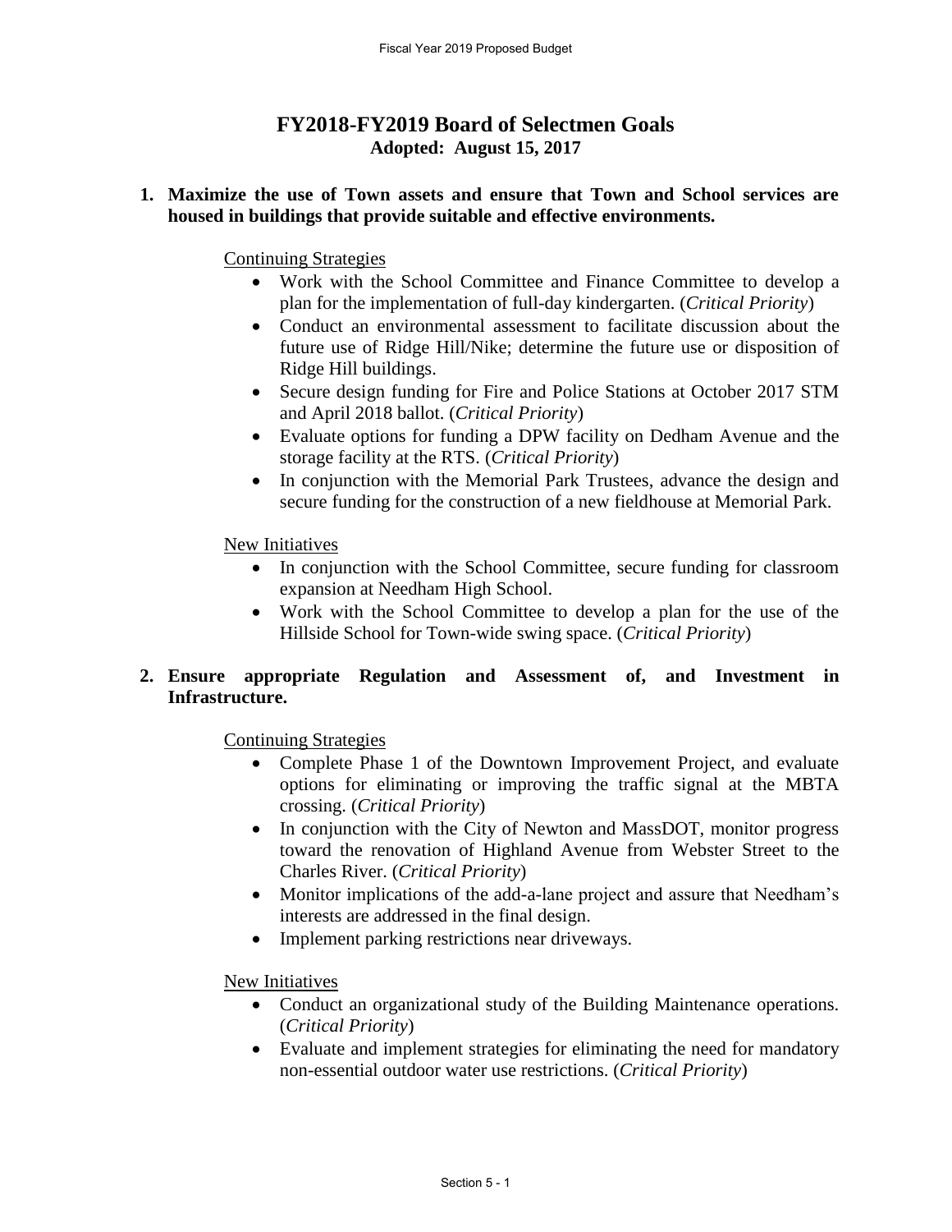# FY2018-FY2019 Board of Selectmen Goals

**Adopted: August 15, 2017**

**1. Maximize the use of Town assets and ensure that Town and School services are housed in buildings that provide suitable and effective environments.**

Continuing Strategies

- Work with the School Committee and Finance Committee to develop a plan for the implementation of full-day kindergarten. (*Critical Priority*)
- Conduct an environmental assessment to facilitate discussion about the future use of Ridge Hill/Nike; determine the future use or disposition of Ridge Hill buildings.
- Secure design funding for Fire and Police Stations at October 2017 STM and April 2018 ballot. (*Critical Priority*)
- Evaluate options for funding a DPW facility on Dedham Avenue and the storage facility at the RTS. (*Critical Priority*)
- In conjunction with the Memorial Park Trustees, advance the design and secure funding for the construction of a new fieldhouse at Memorial Park.

New Initiatives

- In conjunction with the School Committee, secure funding for classroom expansion at Needham High School.
- Work with the School Committee to develop a plan for the use of the Hillside School for Town-wide swing space. (*Critical Priority*)

**2. Ensure appropriate Regulation and Assessment of, and Investment in Infrastructure.**

Continuing Strategies

- Complete Phase 1 of the Downtown Improvement Project, and evaluate options for eliminating or improving the traffic signal at the MBTA crossing. (*Critical Priority*)
- In conjunction with the City of Newton and MassDOT, monitor progress toward the renovation of Highland Avenue from Webster Street to the Charles River. (*Critical Priority*)
- Monitor implications of the add-a-lane project and assure that Needham's interests are addressed in the final design.
- Implement parking restrictions near driveways.

New Initiatives

- Conduct an organizational study of the Building Maintenance operations. (*Critical Priority*)
- Evaluate and implement strategies for eliminating the need for mandatory non-essential outdoor water use restrictions. (*Critical Priority*)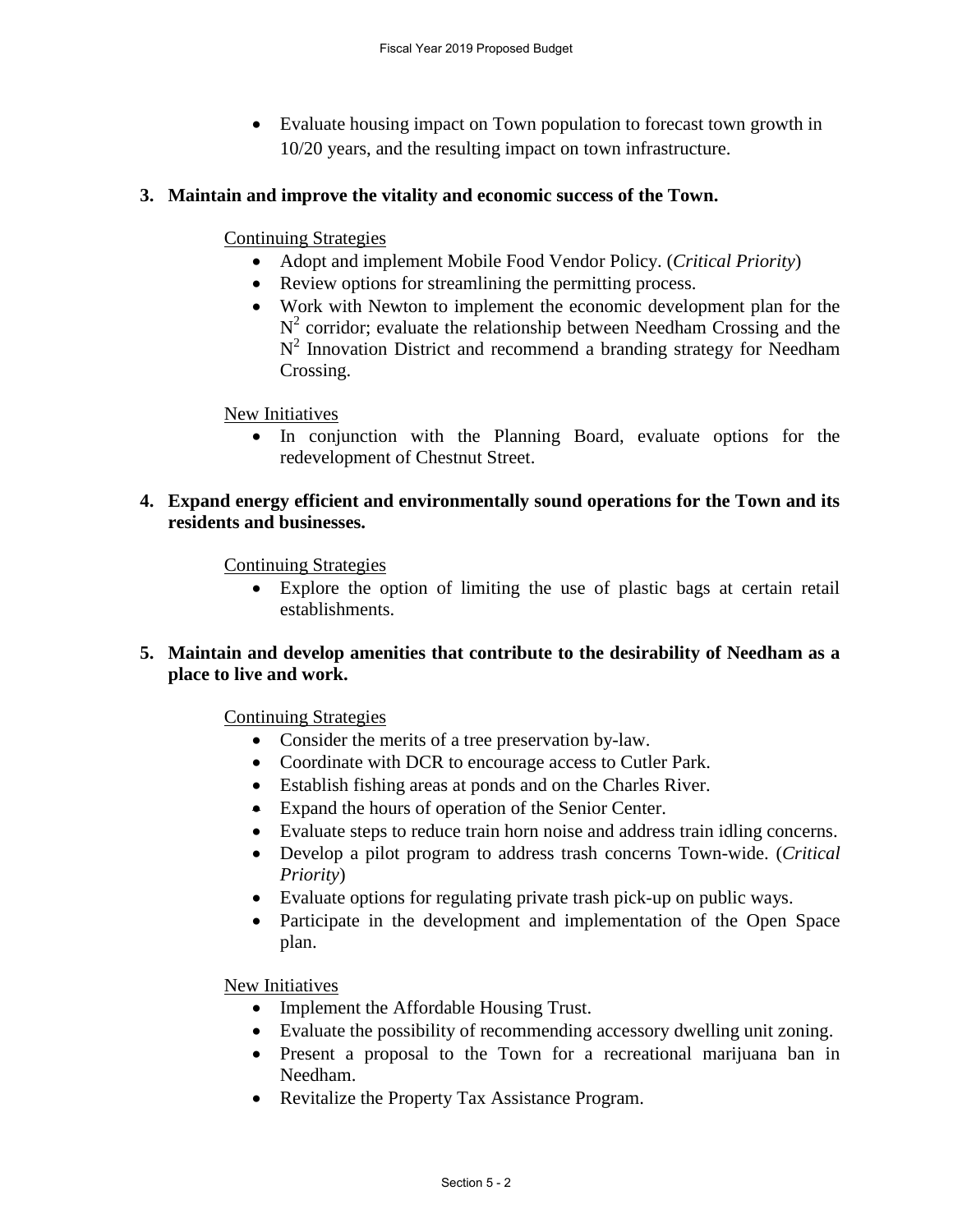- Evaluate housing impact on Town population to forecast town growth in 10/20 years, and the resulting impact on town infrastructure.

**3. Maintain and improve the vitality and economic success of the Town.**

Continuing Strategies

- Adopt and implement Mobile Food Vendor Policy. (*Critical Priority*)
- Review options for streamlining the permitting process.
- Work with Newton to implement the economic development plan for the $N^2$ corridor; evaluate the relationship between Needham Crossing and the $N^2$ Innovation District and recommend a branding strategy for Needham Crossing.

New Initiatives

- In conjunction with the Planning Board, evaluate options for the redevelopment of Chestnut Street.

**4. Expand energy efficient and environmentally sound operations for the Town and its residents and businesses.**

Continuing Strategies

- Explore the option of limiting the use of plastic bags at certain retail establishments.

**5. Maintain and develop amenities that contribute to the desirability of Needham as a place to live and work.**

Continuing Strategies

- Consider the merits of a tree preservation by-law.
- Coordinate with DCR to encourage access to Cutler Park.
- Establish fishing areas at ponds and on the Charles River.
- Expand the hours of operation of the Senior Center.
- Evaluate steps to reduce train horn noise and address train idling concerns.
- Develop a pilot program to address trash concerns Town-wide. (*Critical Priority*)
- Evaluate options for regulating private trash pick-up on public ways.
- Participate in the development and implementation of the Open Space plan.

New Initiatives

- Implement the Affordable Housing Trust.
- Evaluate the possibility of recommending accessory dwelling unit zoning.
- Present a proposal to the Town for a recreational marijuana ban in Needham.
- Revitalize the Property Tax Assistance Program.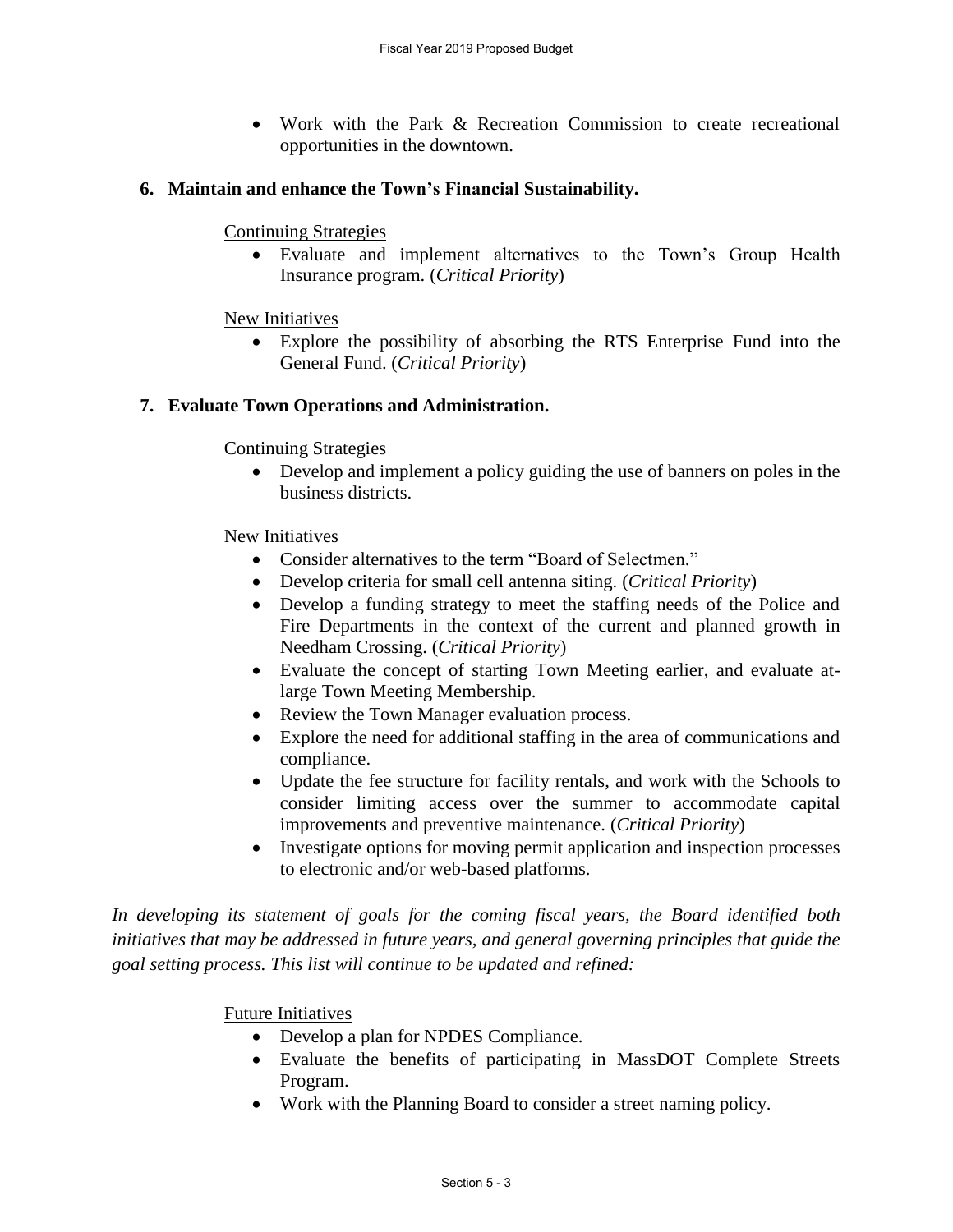- Work with the Park & Recreation Commission to create recreational opportunities in the downtown.

**6. Maintain and enhance the Town's Financial Sustainability.**

Continuing Strategies

- Evaluate and implement alternatives to the Town's Group Health Insurance program. (*Critical Priority*)

New Initiatives

- Explore the possibility of absorbing the RTS Enterprise Fund into the General Fund. (*Critical Priority*)

**7. Evaluate Town Operations and Administration.**

Continuing Strategies

- Develop and implement a policy guiding the use of banners on poles in the business districts.

New Initiatives

- Consider alternatives to the term "Board of Selectmen."
- Develop criteria for small cell antenna siting. (*Critical Priority*)
- Develop a funding strategy to meet the staffing needs of the Police and Fire Departments in the context of the current and planned growth in Needham Crossing. (*Critical Priority*)
- Evaluate the concept of starting Town Meeting earlier, and evaluate at-large Town Meeting Membership.
- Review the Town Manager evaluation process.
- Explore the need for additional staffing in the area of communications and compliance.
- Update the fee structure for facility rentals, and work with the Schools to consider limiting access over the summer to accommodate capital improvements and preventive maintenance. (*Critical Priority*)
- Investigate options for moving permit application and inspection processes to electronic and/or web-based platforms.

*In developing its statement of goals for the coming fiscal years, the Board identified both initiatives that may be addressed in future years, and general governing principles that guide the goal setting process. This list will continue to be updated and refined:*

Future Initiatives

- Develop a plan for NPDES Compliance.
- Evaluate the benefits of participating in MassDOT Complete Streets Program.
- Work with the Planning Board to consider a street naming policy.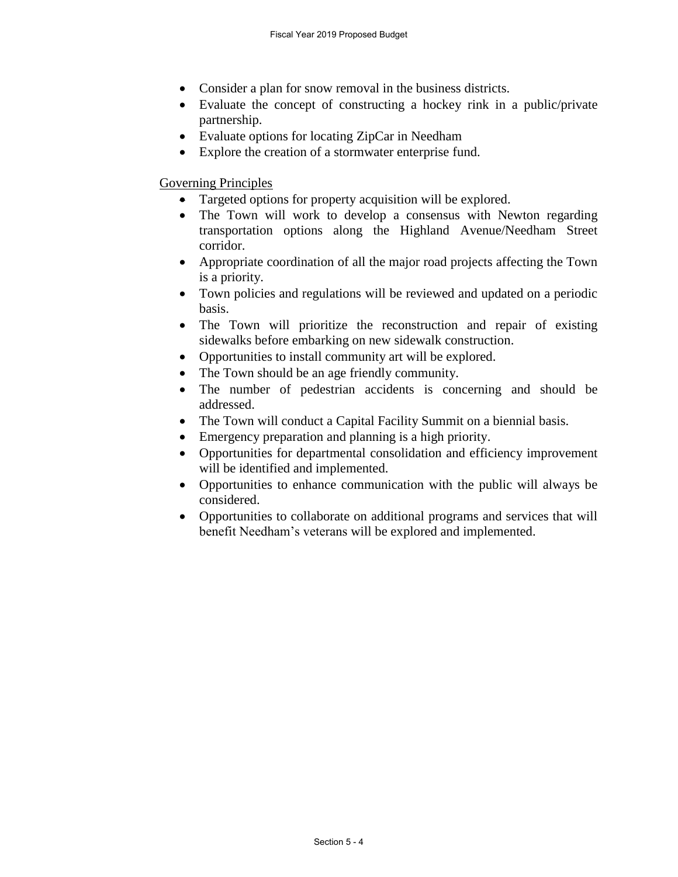- Consider a plan for snow removal in the business districts.
- Evaluate the concept of constructing a hockey rink in a public/private partnership.
- Evaluate options for locating ZipCar in Needham
- Explore the creation of a stormwater enterprise fund.

Governing Principles

- Targeted options for property acquisition will be explored.
- The Town will work to develop a consensus with Newton regarding transportation options along the Highland Avenue/Needham Street corridor.
- Appropriate coordination of all the major road projects affecting the Town is a priority.
- Town policies and regulations will be reviewed and updated on a periodic basis.
- The Town will prioritize the reconstruction and repair of existing sidewalks before embarking on new sidewalk construction.
- Opportunities to install community art will be explored.
- The Town should be an age friendly community.
- The number of pedestrian accidents is concerning and should be addressed.
- The Town will conduct a Capital Facility Summit on a biennial basis.
- Emergency preparation and planning is a high priority.
- Opportunities for departmental consolidation and efficiency improvement will be identified and implemented.
- Opportunities to enhance communication with the public will always be considered.
- Opportunities to collaborate on additional programs and services that will benefit Needham's veterans will be explored and implemented.